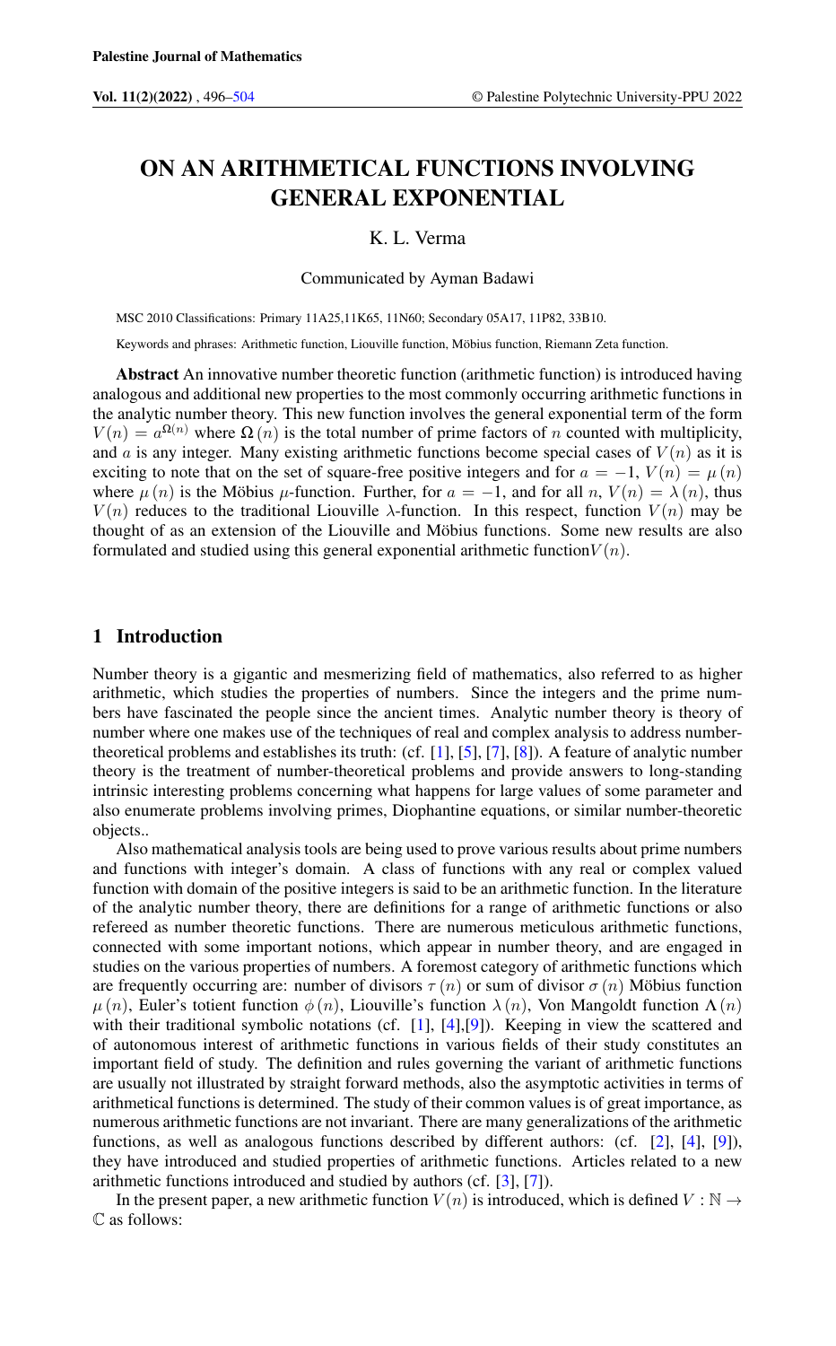# ON AN ARITHMETICAL FUNCTIONS INVOLVING GENERAL EXPONENTIAL

K. L. Verma

Communicated by Ayman Badawi

MSC 2010 Classifications: Primary 11A25,11K65, 11N60; Secondary 05A17, 11P82, 33B10.

Keywords and phrases: Arithmetic function, Liouville function, Möbius function, Riemann Zeta function.

**Abstract** An innovative number theoretic function (arithmetic function) is introduced having analogous and additional new properties to the most commonly occurring arithmetic functions in the analytic number theory. This new function involves the general exponential term of the form $V(n) = a^{\Omega(n)}$ where $\Omega(n)$ is the total number of prime factors of $n$ counted with multiplicity, and $a$ is any integer. Many existing arithmetic functions become special cases of $V(n)$ as it is exciting to note that on the set of square-free positive integers and for $a = -1$, $V(n) = \mu(n)$ where $\mu(n)$ is the Möbius $\mu$-function. Further, for $a = -1$, and for all $n$, $V(n) = \lambda(n)$, thus $V(n)$ reduces to the traditional Liouville $\lambda$-function. In this respect, function $V(n)$ may be thought of as an extension of the Liouville and Möbius functions. Some new results are also formulated and studied using this general exponential arithmetic function$V(n)$.

## 1 Introduction

Number theory is a gigantic and mesmerizing field of mathematics, also referred to as higher arithmetic, which studies the properties of numbers. Since the integers and the prime numbers have fascinated the people since the ancient times. Analytic number theory is theory of number where one makes use of the techniques of real and complex analysis to address number-theoretical problems and establishes its truth: (cf. [1], [5], [7], [8]). A feature of analytic number theory is the treatment of number-theoretical problems and provide answers to long-standing intrinsic interesting problems concerning what happens for large values of some parameter and also enumerate problems involving primes, Diophantine equations, or similar number-theoretic objects..

Also mathematical analysis tools are being used to prove various results about prime numbers and functions with integer's domain. A class of functions with any real or complex valued function with domain of the positive integers is said to be an arithmetic function. In the literature of the analytic number theory, there are definitions for a range of arithmetic functions or also refereed as number theoretic functions. There are numerous meticulous arithmetic functions, connected with some important notions, which appear in number theory, and are engaged in studies on the various properties of numbers. A foremost category of arithmetic functions which are frequently occurring are: number of divisors $\tau(n)$ or sum of divisor $\sigma(n)$ Möbius function $\mu(n)$, Euler's totient function $\phi(n)$, Liouville's function $\lambda(n)$, Von Mangoldt function $\Lambda(n)$ with their traditional symbolic notations (cf. [1], [4],[9]). Keeping in view the scattered and of autonomous interest of arithmetic functions in various fields of their study constitutes an important field of study. The definition and rules governing the variant of arithmetic functions are usually not illustrated by straight forward methods, also the asymptotic activities in terms of arithmetical functions is determined. The study of their common values is of great importance, as numerous arithmetic functions are not invariant. There are many generalizations of the arithmetic functions, as well as analogous functions described by different authors: (cf. [2], [4], [9]), they have introduced and studied properties of arithmetic functions. Articles related to a new arithmetic functions introduced and studied by authors (cf. [3], [7]).

In the present paper, a new arithmetic function $V(n)$ is introduced, which is defined $V : \mathbb{N} \rightarrow \mathbb{C}$ as follows: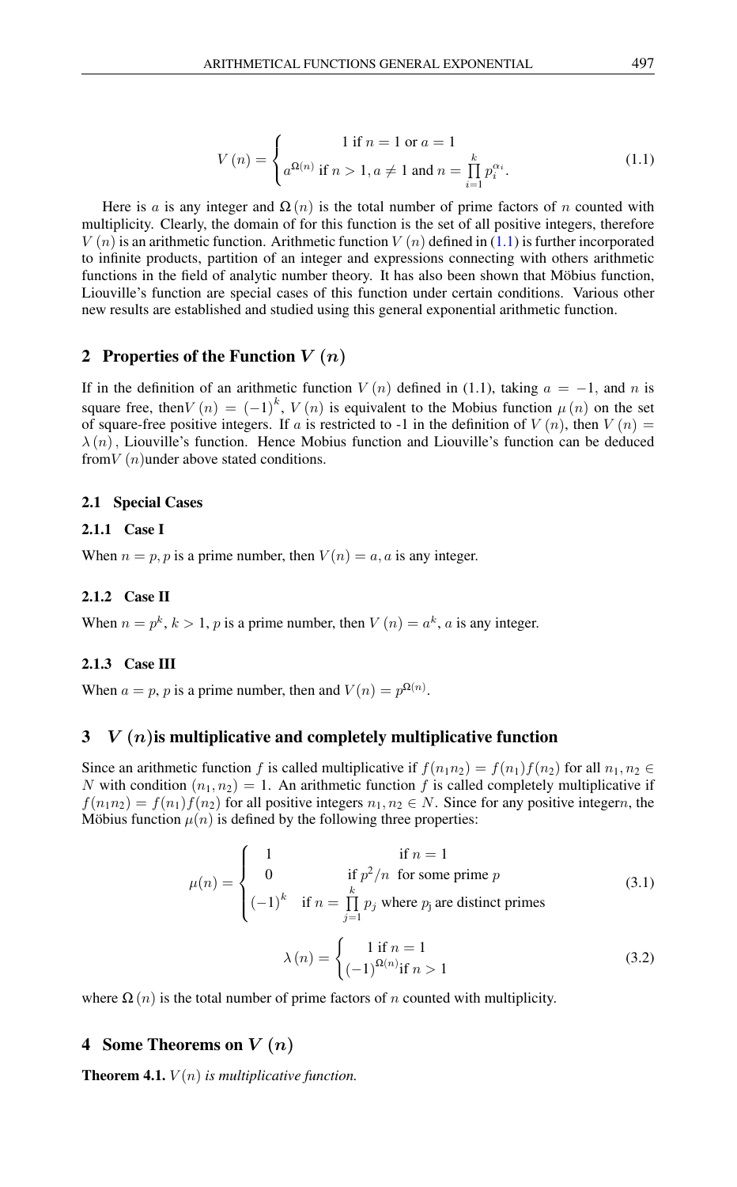$$V(n) = \begin{cases} 1 \text{ if } n = 1 \text{ or } a = 1 \\ a^{\Omega(n)} \text{ if } n > 1, a \neq 1 \text{ and } n = \prod_{i=1}^{k} p_i^{\alpha_i}. \end{cases} \tag{1.1}$$

Here is $a$ is any integer and $\Omega(n)$ is the total number of prime factors of $n$ counted with multiplicity. Clearly, the domain of for this function is the set of all positive integers, therefore $V(n)$ is an arithmetic function. Arithmetic function $V(n)$ defined in (1.1) is further incorporated to infinite products, partition of an integer and expressions connecting with others arithmetic functions in the field of analytic number theory. It has also been shown that Möbius function, Liouville's function are special cases of this function under certain conditions. Various other new results are established and studied using this general exponential arithmetic function.

## 2 Properties of the Function $V(n)$

If in the definition of an arithmetic function $V(n)$ defined in (1.1), taking $a = -1$, and $n$ is square free, then$V(n) = (-1)^k$, $V(n)$ is equivalent to the Mobius function $\mu(n)$ on the set of square-free positive integers. If $a$ is restricted to -1 in the definition of $V(n)$, then $V(n) = \lambda(n)$, Liouville's function. Hence Mobius function and Liouville's function can be deduced from$V(n)$under above stated conditions.

### 2.1 Special Cases

#### 2.1.1 Case I

When $n = p, p$ is a prime number, then $V(n) = a, a$ is any integer.

#### 2.1.2 Case II

When $n = p^k, k > 1, p$ is a prime number, then $V(n) = a^k$, $a$ is any integer.

#### 2.1.3 Case III

When $a = p, p$ is a prime number, then and $V(n) = p^{\Omega(n)}$.

## 3 $V(n)$is multiplicative and completely multiplicative function

Since an arithmetic function $f$ is called multiplicative if $f(n_1 n_2) = f(n_1)f(n_2)$ for all $n_1, n_2 \in N$ with condition $(n_1, n_2) = 1$. An arithmetic function $f$ is called completely multiplicative if $f(n_1 n_2) = f(n_1)f(n_2)$ for all positive integers $n_1, n_2 \in N$. Since for any positive integer$n$, the Möbius function $\mu(n)$ is defined by the following three properties:

$$\mu(n) = \begin{cases} 1 & \text{if } n = 1 \\ 0 & \text{if } p^2/n \text{ for some prime } p \\ (-1)^k & \text{if } n = \prod_{j=1}^{k} p_j \text{ where } p_j \text{ are distinct primes} \end{cases} \tag{3.1}$$

$$\lambda(n) = \begin{cases} 1 \text{ if } n = 1 \\ (-1)^{\Omega(n)} \text{if } n > 1 \end{cases} \tag{3.2}$$

where $\Omega(n)$ is the total number of prime factors of $n$ counted with multiplicity.

## 4 Some Theorems on $V(n)$

**Theorem 4.1.** *$V(n)$ is multiplicative function.*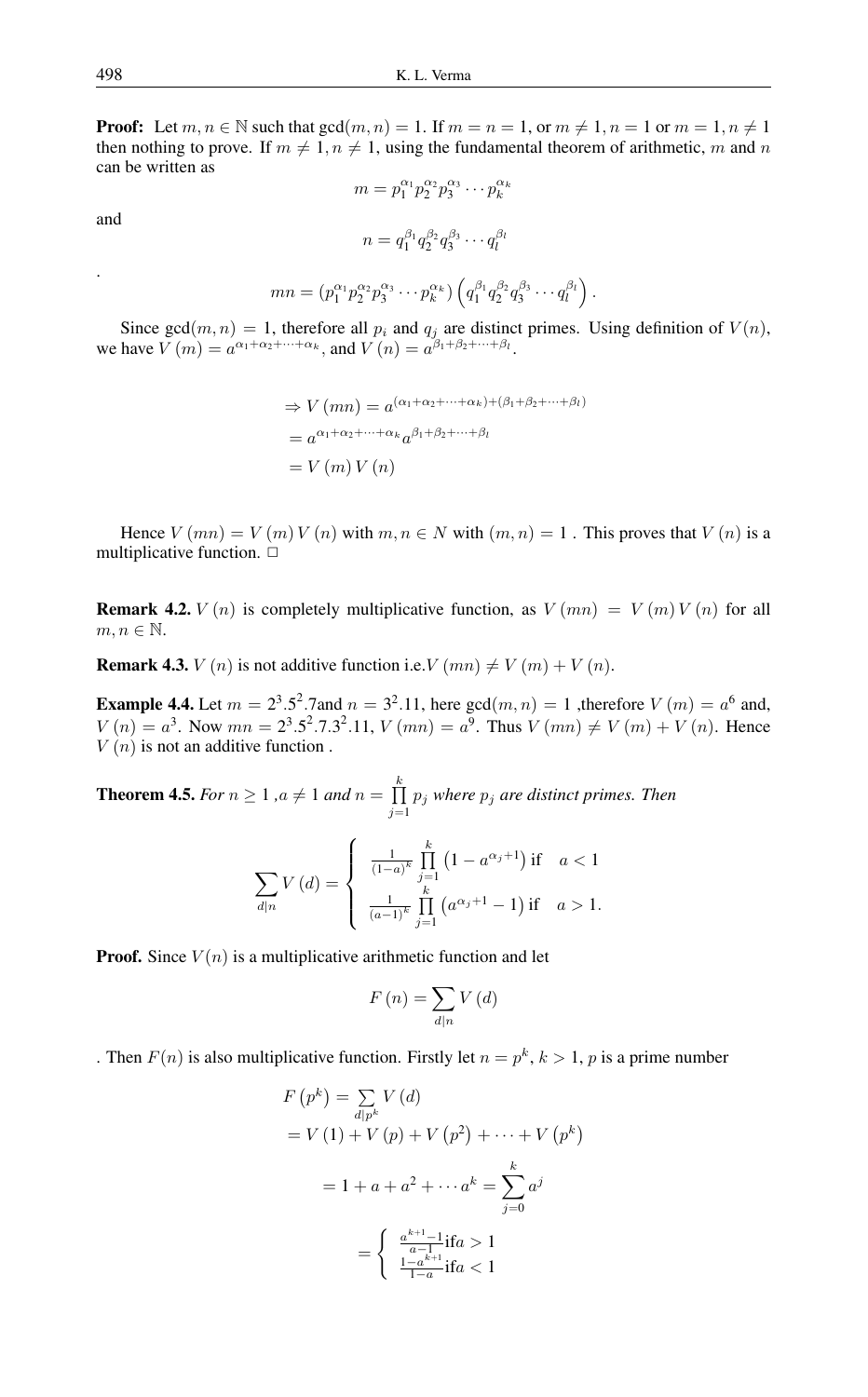**Proof:** Let $m, n \in \mathbb{N}$ such that $\gcd(m, n) = 1$. If $m = n = 1$, or $m \neq 1, n = 1$ or $m = 1, n \neq 1$ then nothing to prove. If $m \neq 1, n \neq 1$, using the fundamental theorem of arithmetic, $m$ and $n$ can be written as

$$m = p_1^{\alpha_1} p_2^{\alpha_2} p_3^{\alpha_3} \cdots p_k^{\alpha_k}$$

and

$$n = q_1^{\beta_1} q_2^{\beta_2} q_3^{\beta_3} \cdots q_l^{\beta_l}$$

.

$$mn = \left(p_1^{\alpha_1} p_2^{\alpha_2} p_3^{\alpha_3} \cdots p_k^{\alpha_k}\right)\left(q_1^{\beta_1} q_2^{\beta_2} q_3^{\beta_3} \cdots q_l^{\beta_l}\right).$$

Since $\gcd(m, n) = 1$, therefore all $p_i$ and $q_j$ are distinct primes. Using definition of $V(n)$, we have $V(m) = a^{\alpha_1+\alpha_2+\cdots+\alpha_k}$, and $V(n) = a^{\beta_1+\beta_2+\cdots+\beta_l}$.

$$\begin{aligned}
&\Rightarrow V(mn) = a^{(\alpha_1+\alpha_2+\cdots+\alpha_k)+(\beta_1+\beta_2+\cdots+\beta_l)} \\
&= a^{\alpha_1+\alpha_2+\cdots+\alpha_k} a^{\beta_1+\beta_2+\cdots+\beta_l} \\
&= V(m) V(n)
\end{aligned}$$

Hence $V(mn) = V(m) V(n)$ with $m, n \in N$ with $(m, n) = 1$ . This proves that $V(n)$ is a multiplicative function. □

**Remark 4.2.** $V(n)$ is completely multiplicative function, as $V(mn) = V(m) V(n)$ for all $m, n \in \mathbb{N}$.

**Remark 4.3.** $V(n)$ is not additive function i.e.$V(mn) \neq V(m) + V(n)$.

**Example 4.4.** Let $m = 2^3.5^2.7$and $n = 3^2.11$, here $\gcd(m, n) = 1$ ,therefore $V(m) = a^6$ and, $V(n) = a^3$. Now $mn = 2^3.5^2.7.3^2.11$, $V(mn) = a^9$. Thus $V(mn) \neq V(m) + V(n)$. Hence $V(n)$ is not an additive function .

**Theorem 4.5.** *For $n \geq 1$ ,$a \neq 1$ and $n = \prod_{j=1}^{k} p_j$ where $p_j$ are distinct primes. Then*

$$\sum_{d|n} V(d) = \begin{cases} \frac{1}{(1-a)^k} \prod_{j=1}^{k} \left(1 - a^{\alpha_j+1}\right) \text{if} \quad a < 1 \\ \frac{1}{(a-1)^k} \prod_{j=1}^{k} \left(a^{\alpha_j+1} - 1\right) \text{if} \quad a > 1. \end{cases}$$

**Proof.** Since $V(n)$ is a multiplicative arithmetic function and let

$$F(n) = \sum_{d|n} V(d)$$

. Then $F(n)$ is also multiplicative function. Firstly let $n = p^k$, $k > 1$, $p$ is a prime number

$$\begin{aligned}
F\left(p^k\right) &= \sum_{d|p^k} V(d) \\
&= V(1) + V(p) + V\left(p^2\right) + \cdots + V\left(p^k\right) \\
&= 1 + a + a^2 + \cdots a^k = \sum_{j=0}^{k} a^j \\
&= \begin{cases} \frac{a^{k+1}-1}{a-1} \text{if} a > 1 \\ \frac{1-a^{k+1}}{1-a} \text{if} a < 1 \end{cases}
\end{aligned}$$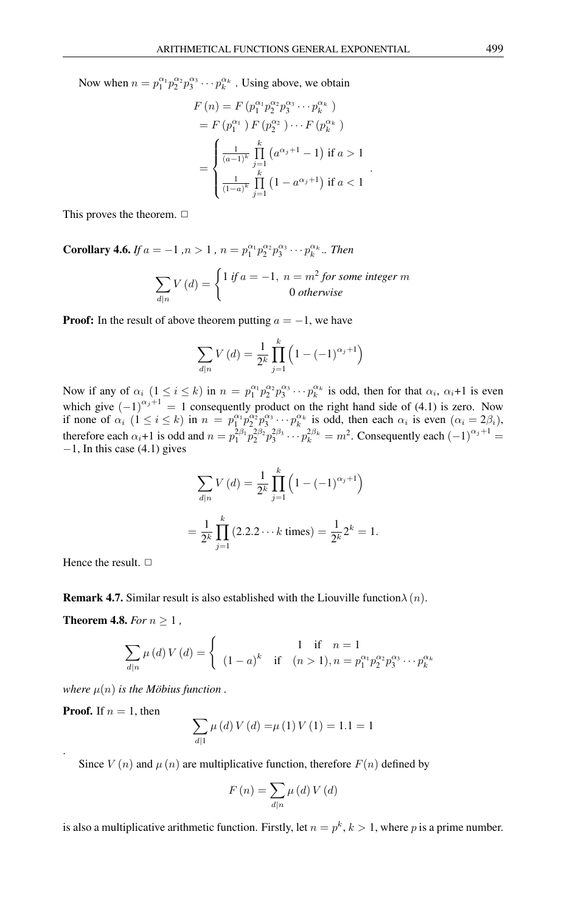Now when $n = p_1^{\alpha_1} p_2^{\alpha_2} p_3^{\alpha_3} \cdots p_k^{\alpha_k}$ . Using above, we obtain

$$
\begin{aligned}
F(n) &= F\left(p_1^{\alpha_1} p_2^{\alpha_2} p_3^{\alpha_3} \cdots p_k^{\alpha_k}\right) \\
&= F\left(p_1^{\alpha_1}\right) F\left(p_2^{\alpha_2}\right) \cdots F\left(p_k^{\alpha_k}\right) \\
&= \begin{cases} \frac{1}{(a-1)^k} \prod\limits_{j=1}^{k} \left(a^{\alpha_j+1} - 1\right) \text{ if } a > 1 \\ \frac{1}{(1-a)^k} \prod\limits_{j=1}^{k} \left(1 - a^{\alpha_j+1}\right) \text{ if } a < 1 \end{cases} .
\end{aligned}
$$

This proves the theorem. □

**Corollary 4.6.** *If $a = -1$ ,$n > 1$ , $n = p_1^{\alpha_1} p_2^{\alpha_2} p_3^{\alpha_3} \cdots p_k^{\alpha_k}$.. Then*

$$
\sum_{d|n} V(d) = \begin{cases} 1 \text{ if } a = -1, \; n = m^2 \text{ for some integer } m \\ \qquad 0 \text{ otherwise} \end{cases}
$$

**Proof:** In the result of above theorem putting $a = -1$, we have

$$
\sum_{d|n} V(d) = \frac{1}{2^k} \prod_{j=1}^{k} \left(1 - (-1)^{\alpha_j+1}\right)
$$

Now if any of $\alpha_i$ $(1 \le i \le k)$ in $n = p_1^{\alpha_1} p_2^{\alpha_2} p_3^{\alpha_3} \cdots p_k^{\alpha_k}$ is odd, then for that $\alpha_i$, $\alpha_i$+1 is even which give $(-1)^{\alpha_j+1} = 1$ consequently product on the right hand side of (4.1) is zero. Now if none of $\alpha_i$ $(1 \le i \le k)$ in $n = p_1^{\alpha_1} p_2^{\alpha_2} p_3^{\alpha_3} \cdots p_k^{\alpha_k}$ is odd, then each $\alpha_i$ is even ($\alpha_i = 2\beta_i$), therefore each $\alpha_i$+1 is odd and $n = p_1^{2\beta_1} p_2^{2\beta_2} p_3^{2\beta_3} \cdots p_k^{2\beta_k} = m^2$. Consequently each $(-1)^{\alpha_j+1} = -1$, In this case (4.1) gives

$$
\sum_{d|n} V(d) = \frac{1}{2^k} \prod_{j=1}^{k} \left(1 - (-1)^{\alpha_j+1}\right)
$$

$$
= \frac{1}{2^k} \prod_{j=1}^{k} (2.2.2 \cdots k \text{ times}) = \frac{1}{2^k} 2^k = 1.
$$

Hence the result. □

**Remark 4.7.** Similar result is also established with the Liouville function$\lambda(n)$.

**Theorem 4.8.** *For $n \ge 1$ ,*

$$
\sum_{d|n} \mu(d) V(d) = \begin{cases} \qquad\qquad 1 \quad \text{if} \quad n = 1 \\ (1-a)^k \quad \text{if} \quad (n > 1), n = p_1^{\alpha_1} p_2^{\alpha_2} p_3^{\alpha_3} \cdots p_k^{\alpha_k} \end{cases}
$$

*where $\mu(n)$ is the Möbius function .*

**Proof.** If $n = 1$, then

$$
\sum_{d|1} \mu(d) V(d) = \mu(1) V(1) = 1.1 = 1
$$

.

Since $V(n)$ and $\mu(n)$ are multiplicative function, therefore $F(n)$ defined by

$$
F(n) = \sum_{d|n} \mu(d) V(d)
$$

is also a multiplicative arithmetic function. Firstly, let $n = p^k$, $k > 1$, where $p$ is a prime number.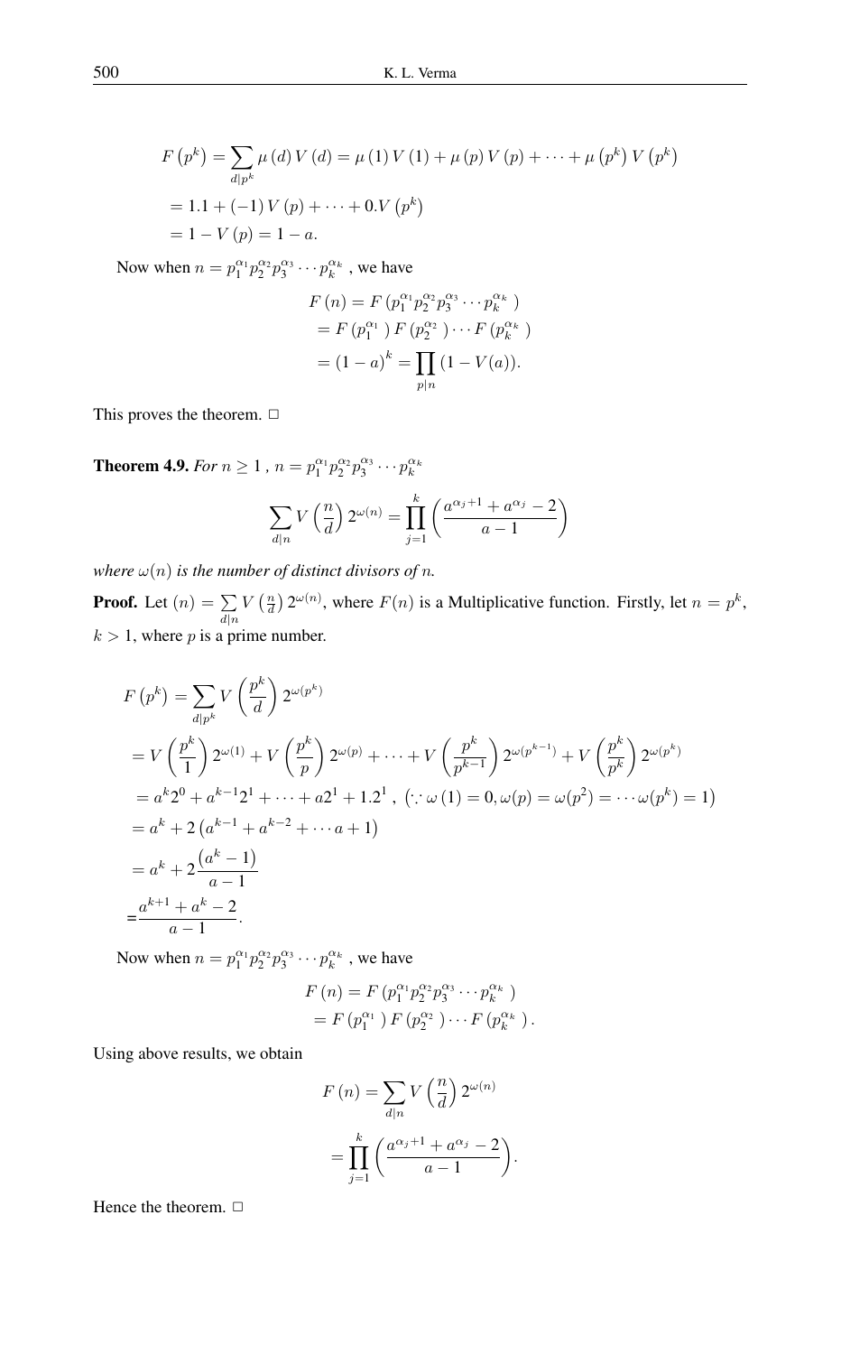$$
\begin{aligned}
F\left(p^{k}\right) &= \sum_{d \mid p^{k}} \mu(d) V(d) = \mu(1) V(1) + \mu(p) V(p) + \cdots + \mu\left(p^{k}\right) V\left(p^{k}\right) \\
&= 1.1 + (-1) V(p) + \cdots + 0.V\left(p^{k}\right) \\
&= 1 - V(p) = 1 - a.
\end{aligned}
$$

Now when $n = p_1^{\alpha_1} p_2^{\alpha_2} p_3^{\alpha_3} \cdots p_k^{\alpha_k}$ , we have

$$
\begin{aligned}
F(n) &= F\left(p_1^{\alpha_1} p_2^{\alpha_2} p_3^{\alpha_3} \cdots p_k^{\alpha_k}\right) \\
&= F\left(p_1^{\alpha_1}\right) F\left(p_2^{\alpha_2}\right) \cdots F\left(p_k^{\alpha_k}\right) \\
&= (1-a)^{k} = \prod_{p \mid n} (1 - V(a)).
\end{aligned}
$$

This proves the theorem. □

**Theorem 4.9.** *For $n \geq 1$ , $n = p_1^{\alpha_1} p_2^{\alpha_2} p_3^{\alpha_3} \cdots p_k^{\alpha_k}$*

$$
\sum_{d \mid n} V\left(\frac{n}{d}\right) 2^{\omega(n)} = \prod_{j=1}^{k} \left(\frac{a^{\alpha_j+1} + a^{\alpha_j} - 2}{a-1}\right)
$$

*where $\omega(n)$ is the number of distinct divisors of $n$.*

**Proof.** Let $(n) = \sum_{d \mid n} V\left(\frac{n}{d}\right) 2^{\omega(n)}$, where $F(n)$ is a Multiplicative function. Firstly, let $n = p^{k}$, $k > 1$, where $p$ is a prime number.

$$
\begin{aligned}
F\left(p^{k}\right) &= \sum_{d \mid p^{k}} V\left(\frac{p^{k}}{d}\right) 2^{\omega\left(p^{k}\right)} \\
&= V\left(\frac{p^{k}}{1}\right) 2^{\omega(1)} + V\left(\frac{p^{k}}{p}\right) 2^{\omega(p)} + \cdots + V\left(\frac{p^{k}}{p^{k-1}}\right) 2^{\omega\left(p^{k-1}\right)} + V\left(\frac{p^{k}}{p^{k}}\right) 2^{\omega\left(p^{k}\right)} \\
&= a^{k} 2^{0} + a^{k-1} 2^{1} + \cdots + a 2^{1} + 1.2^{1}, \ \left(\because \omega(1) = 0, \omega(p) = \omega(p^2) = \cdots \omega(p^k) = 1\right) \\
&= a^{k} + 2\left(a^{k-1} + a^{k-2} + \cdots a + 1\right) \\
&= a^{k} + 2\frac{\left(a^{k} - 1\right)}{a-1} \\
&= \frac{a^{k+1} + a^{k} - 2}{a-1}.
\end{aligned}
$$

Now when $n = p_1^{\alpha_1} p_2^{\alpha_2} p_3^{\alpha_3} \cdots p_k^{\alpha_k}$ , we have

$$
\begin{aligned}
F(n) &= F\left(p_1^{\alpha_1} p_2^{\alpha_2} p_3^{\alpha_3} \cdots p_k^{\alpha_k}\right) \\
&= F\left(p_1^{\alpha_1}\right) F\left(p_2^{\alpha_2}\right) \cdots F\left(p_k^{\alpha_k}\right).
\end{aligned}
$$

Using above results, we obtain

$$
\begin{aligned}
F(n) &= \sum_{d \mid n} V\left(\frac{n}{d}\right) 2^{\omega(n)} \\
&= \prod_{j=1}^{k} \left(\frac{a^{\alpha_j+1} + a^{\alpha_j} - 2}{a-1}\right).
\end{aligned}
$$

Hence the theorem. □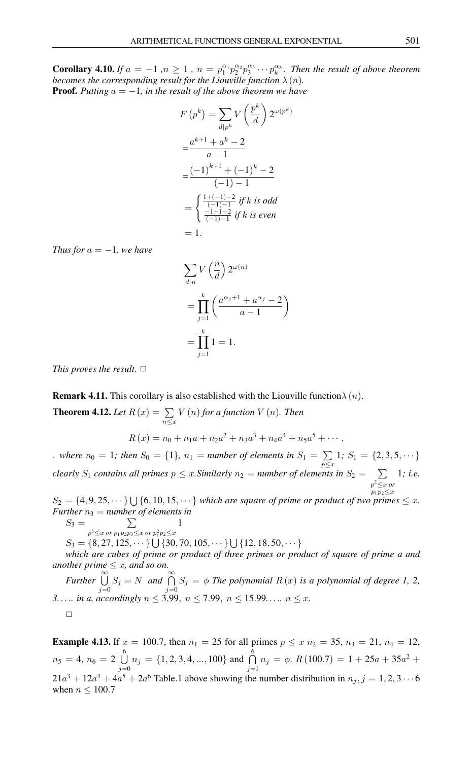**Corollary 4.10.** *If $a = -1$ ,$n \geq 1$ , $n = p_1^{\alpha_1} p_2^{\alpha_2} p_3^{\alpha_3} \cdots p_k^{\alpha_k}$. Then the result of above theorem becomes the corresponding result for the Liouville function $\lambda(n)$.*

**Proof.** *Putting $a = -1$, in the result of the above theorem we have*

$$
\begin{aligned}
F\left(p^k\right) &= \sum_{d|p^k} V\left(\frac{p^k}{d}\right) 2^{\omega(p^k)} \\
&= \frac{a^{k+1} + a^k - 2}{a - 1} \\
&= \frac{(-1)^{k+1} + (-1)^k - 2}{(-1) - 1} \\
&= \begin{cases} \frac{1 + (-1) - 2}{(-1) - 1} & \text{if } k \text{ is odd} \\ \frac{-1 + 1 - 2}{(-1) - 1} & \text{if } k \text{ is even} \end{cases} \\
&= 1.
\end{aligned}
$$

*Thus for $a = -1$, we have*

$$
\begin{aligned}
&\sum_{d|n} V\left(\frac{n}{d}\right) 2^{\omega(n)} \\
&= \prod_{j=1}^{k} \left(\frac{a^{\alpha_j + 1} + a^{\alpha_j} - 2}{a - 1}\right) \\
&= \prod_{j=1}^{k} 1 = 1.
\end{aligned}
$$

*This proves the result.* □

**Remark 4.11.** This corollary is also established with the Liouville function$\lambda(n)$.

**Theorem 4.12.** *Let $R(x) = \sum_{n \leq x} V(n)$ for a function $V(n)$. Then*

$$R(x) = n_0 + n_1 a + n_2 a^2 + n_3 a^3 + n_4 a^4 + n_5 a^5 + \cdots,$$

*. where $n_0 = 1$; then $S_0 = \{1\}$, $n_1$ = number of elements in $S_1 = \sum_{p \leq x} 1$; $S_1 = \{2, 3, 5, \cdots\}$ clearly $S_1$ contains all primes $p \leq x$.Similarly $n_2$ = number of elements in $S_2 = \sum_{\substack{p^2 \leq x \text{ or} \\ p_1 p_2 \leq x}} 1$; i.e. $S_2 = \{4, 9, 25, \cdots\} \bigcup \{6, 10, 15, \cdots\}$ which are square of prime or product of two primes $\leq x$. Further $n_3$ = number of elements in*

*$S_3 = \sum_{p^3 \leq x \text{ or } p_1 p_2 p_3 \leq x \text{ or } p_1^2 p_2 \leq x} 1$*

*$S_3 = \{8, 27, 125, \cdots\} \bigcup \{30, 70, 105, \cdots\} \bigcup \{12, 18, 50, \cdots\}$*

*which are cubes of prime or product of three primes or product of square of prime a and another prime $\leq x$, and so on.*

*Further $\bigcup_{j=0}^{\infty} S_j = N$ and $\bigcap_{j=0}^{\infty} S_j = \phi$ The polynomial $R(x)$ is a polynomial of degree 1, 2, 3..... in a, accordingly $n \leq 3.99$, $n \leq 7.99$, $n \leq 15.99$..... $n \leq x$.*

□

**Example 4.13.** If $x = 100.7$, then $n_1 = 25$ for all primes $p \leq x$ $n_2 = 35$, $n_3 = 21$, $n_4 = 12$, $n_5 = 4$, $n_6 = 2$ $\bigcup_{j=0}^{6} n_j = \{1, 2, 3, 4, ..., 100\}$ and $\bigcap_{j=1}^{6} n_j = \phi$. $R(100.7) = 1 + 25a + 35a^2 + 21a^3 + 12a^4 + 4a^5 + 2a^6$ Table.1 above showing the number distribution in $n_j, j = 1, 2, 3 \cdots 6$ when $n \leq 100.7$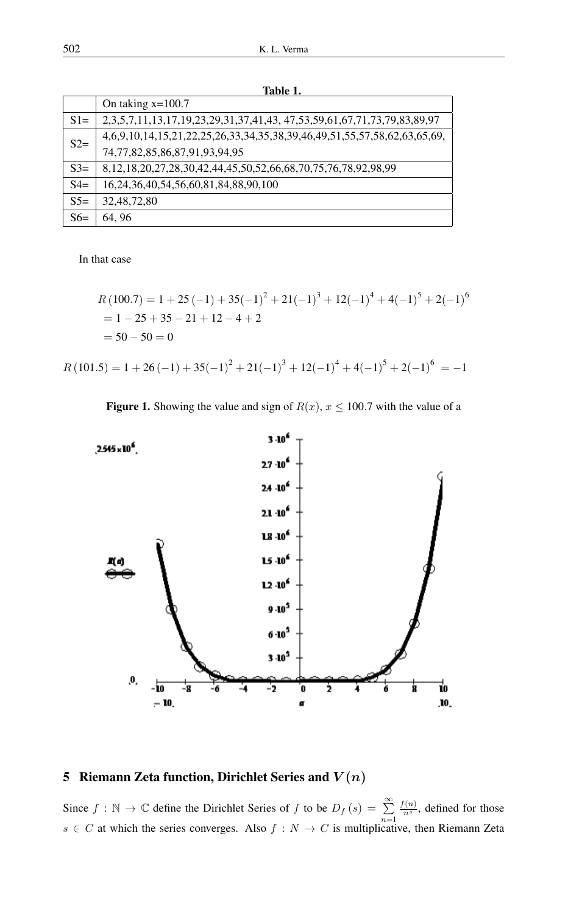**Table 1.**

| | On taking x=100.7 |
|---|---|
| S1= | 2,3,5,7,11,13,17,19,23,29,31,37,41,43, 47,53,59,61,67,71,73,79,83,89,97 |
| S2= | 4,6,9,10,14,15,21,22,25,26,33,34,35,38,39,46,49,51,55,57,58,62,63,65,69, 74,77,82,85,86,87,91,93,94,95 |
| S3= | 8,12,18,20,27,28,30,42,44,45,50,52,66,68,70,75,76,78,92,98,99 |
| S4= | 16,24,36,40,54,56,60,81,84,88,90,100 |
| S5= | 32,48,72,80 |
| S6= | 64, 96 |

In that case

$$
\begin{aligned}
R\,(100.7) &= 1 + 25\,(-1) + 35(-1)^2 + 21(-1)^3 + 12(-1)^4 + 4(-1)^5 + 2(-1)^6 \\
&= 1 - 25 + 35 - 21 + 12 - 4 + 2 \\
&= 50 - 50 = 0
\end{aligned}
$$

$$R\,(101.5) = 1 + 26\,(-1) + 35(-1)^2 + 21(-1)^3 + 12(-1)^4 + 4(-1)^5 + 2(-1)^6 \; = -1$$

**Figure 1.** Showing the value and sign of $R(x)$, $x \leq 100.7$ with the value of a

## 5 Riemann Zeta function, Dirichlet Series and $V(n)$

Since $f : \mathbb{N} \to \mathbb{C}$ define the Dirichlet Series of $f$ to be $D_f\,(s) = \sum_{n=1}^{\infty} \frac{f(n)}{n^s}$, defined for those $s \in C$ at which the series converges. Also $f : N \to C$ is multiplicative, then Riemann Zeta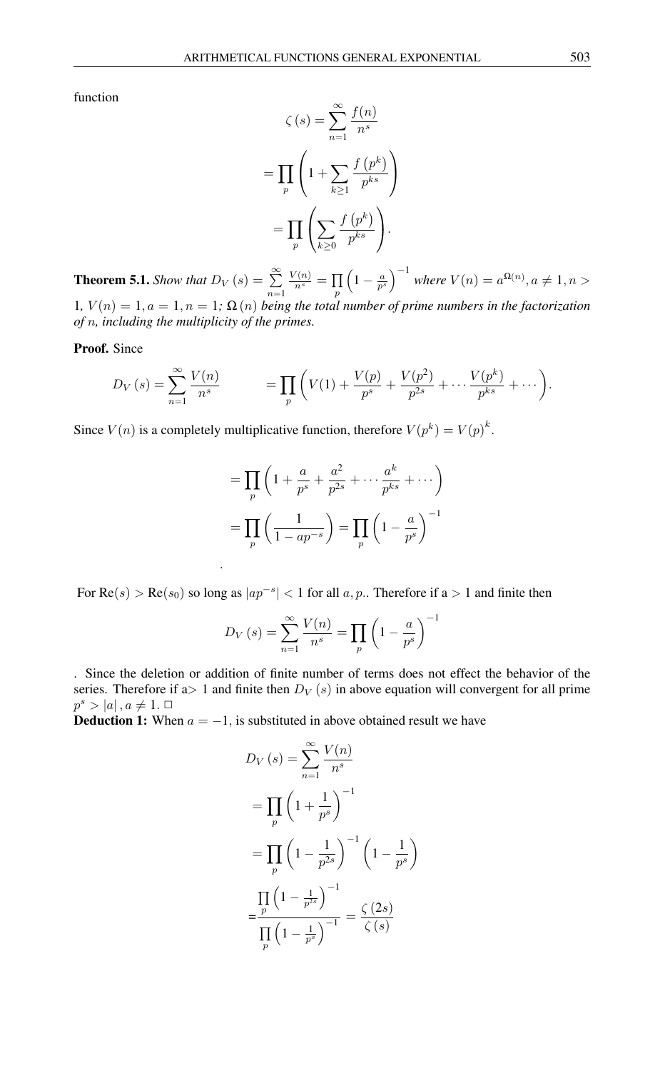function

$$\zeta(s) = \sum_{n=1}^{\infty} \frac{f(n)}{n^s}$$

$$= \prod_p \left(1 + \sum_{k \geq 1} \frac{f(p^k)}{p^{ks}}\right)$$

$$= \prod_p \left(\sum_{k \geq 0} \frac{f(p^k)}{p^{ks}}\right).$$

**Theorem 5.1.** *Show that* $D_V(s) = \sum\limits_{n=1}^{\infty} \frac{V(n)}{n^s} = \prod\limits_p \left(1 - \frac{a}{p^s}\right)^{-1}$ *where* $V(n) = a^{\Omega(n)}, a \neq 1, n > 1$*,* $V(n) = 1, a = 1, n = 1$*;* $\Omega(n)$ *being the total number of prime numbers in the factorization of* $n$*, including the multiplicity of the primes.*

**Proof.** Since

$$D_V(s) = \sum_{n=1}^{\infty} \frac{V(n)}{n^s} \qquad = \prod_p \left(V(1) + \frac{V(p)}{p^s} + \frac{V(p^2)}{p^{2s}} + \cdots \frac{V(p^k)}{p^{ks}} + \cdots\right).$$

Since $V(n)$ is a completely multiplicative function, therefore $V(p^k) = V(p)^k$.

$$= \prod_p \left(1 + \frac{a}{p^s} + \frac{a^2}{p^{2s}} + \cdots \frac{a^k}{p^{ks}} + \cdots\right)$$

$$= \prod_p \left(\frac{1}{1 - ap^{-s}}\right) = \prod_p \left(1 - \frac{a}{p^s}\right)^{-1}$$

.

For $\mathrm{Re}(s) > \mathrm{Re}(s_0)$ so long as $|ap^{-s}| < 1$ for all $a, p$.. Therefore if a $> 1$ and finite then

$$D_V(s) = \sum_{n=1}^{\infty} \frac{V(n)}{n^s} = \prod_p \left(1 - \frac{a}{p^s}\right)^{-1}$$

. Since the deletion or addition of finite number of terms does not effect the behavior of the series. Therefore if a$> 1$ and finite then $D_V(s)$ in above equation will convergent for all prime $p^s > |a|, a \neq 1$. □

**Deduction 1:** When $a = -1$, is substituted in above obtained result we have

$$D_V(s) = \sum_{n=1}^{\infty} \frac{V(n)}{n^s}$$

$$= \prod_p \left(1 + \frac{1}{p^s}\right)^{-1}$$

$$= \prod_p \left(1 - \frac{1}{p^{2s}}\right)^{-1} \left(1 - \frac{1}{p^s}\right)$$

$$= \frac{\prod\limits_p \left(1 - \frac{1}{p^{2s}}\right)^{-1}}{\prod\limits_p \left(1 - \frac{1}{p^s}\right)^{-1}} = \frac{\zeta(2s)}{\zeta(s)}$$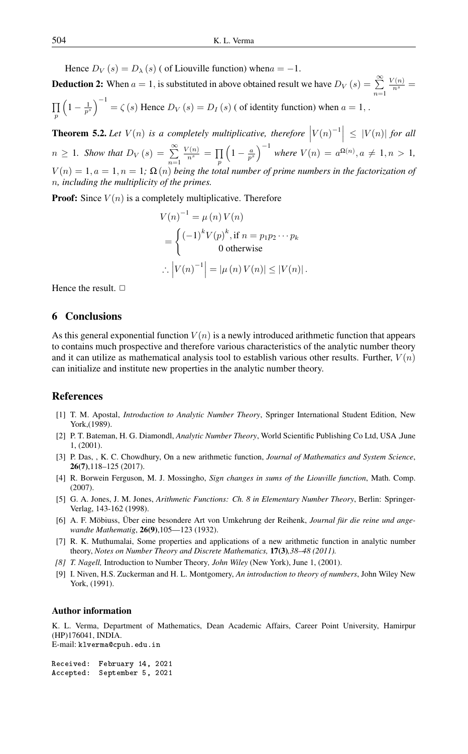Hence $D_V(s) = D_\lambda(s)$ ( of Liouville function) when$a = -1$.

**Deduction 2:** When $a = 1$, is substituted in above obtained result we have $D_V(s) = \sum_{n=1}^{\infty} \frac{V(n)}{n^s} = \prod_p \left(1 - \frac{1}{p^s}\right)^{-1} = \zeta(s)$ Hence $D_V(s) = D_I(s)$ ( of identity function) when $a = 1$, .

**Theorem 5.2.** *Let $V(n)$ is a completely multiplicative, therefore $\left|V(n)^{-1}\right| \leq |V(n)|$ for all $n \geq 1$. Show that $D_V(s) = \sum_{n=1}^{\infty} \frac{V(n)}{n^s} = \prod_p \left(1 - \frac{a}{p^s}\right)^{-1}$ where $V(n) = a^{\Omega(n)}, a \neq 1, n > 1$, $V(n) = 1, a = 1, n = 1$; $\Omega(n)$ being the total number of prime numbers in the factorization of $n$, including the multiplicity of the primes.*

**Proof:** Since $V(n)$ is a completely multiplicative. Therefore

$$V(n)^{-1} = \mu(n) V(n)$$

$$= \begin{cases} (-1)^k V(p)^k, \text{if } n = p_1 p_2 \cdots p_k \\ \text{0 otherwise} \end{cases}$$

$$\therefore \left|V(n)^{-1}\right| = |\mu(n) V(n)| \leq |V(n)|.$$

Hence the result. □

## 6 Conclusions

As this general exponential function $V(n)$ is a newly introduced arithmetic function that appears to contains much prospective and therefore various characteristics of the analytic number theory and it can utilize as mathematical analysis tool to establish various other results. Further, $V(n)$ can initialize and institute new properties in the analytic number theory.

## References

[1] T. M. Apostal, *Introduction to Analytic Number Theory*, Springer International Student Edition, New York,(1989).

[2] P. T. Bateman, H. G. Diamondl, *Analytic Number Theory*, World Scientific Publishing Co Ltd, USA ,June 1, (2001).

[3] P. Das, , K. C. Chowdhury, On a new arithmetic function, *Journal of Mathematics and System Science*, **26(7)**,118–125 (2017).

[4] R. Borwein Ferguson, M. J. Mossingho, *Sign changes in sums of the Liouville function*, Math. Comp. (2007).

[5] G. A. Jones, J. M. Jones, *Arithmetic Functions: Ch. 8 in Elementary Number Theory*, Berlin: Springer-Verlag, 143-162 (1998).

[6] A. F. Möbiuss, Über eine besondere Art von Umkehrung der Reihenk, *Journal für die reine und angewandte Mathematig*, **26(9)**,105—123 (1932).

[7] R. K. Muthumalai, Some properties and applications of a new arithmetic function in analytic number theory, *Notes on Number Theory and Discrete Mathematics,* **17(3)**,*38–48 (2011).*

*[8] T. Nagell,* Introduction to Number Theory*, John Wiley* (New York), June 1, (2001).

[9] I. Niven, H.S. Zuckerman and H. L. Montgomery, *An introduction to theory of numbers*, John Wiley New York, (1991).

### Author information

K. L. Verma, Department of Mathematics, Dean Academic Affairs, Career Point University, Hamirpur (HP)176041, INDIA.
E-mail: klverma@cpuh.edu.in

Received: February 14, 2021
Accepted: September 5, 2021